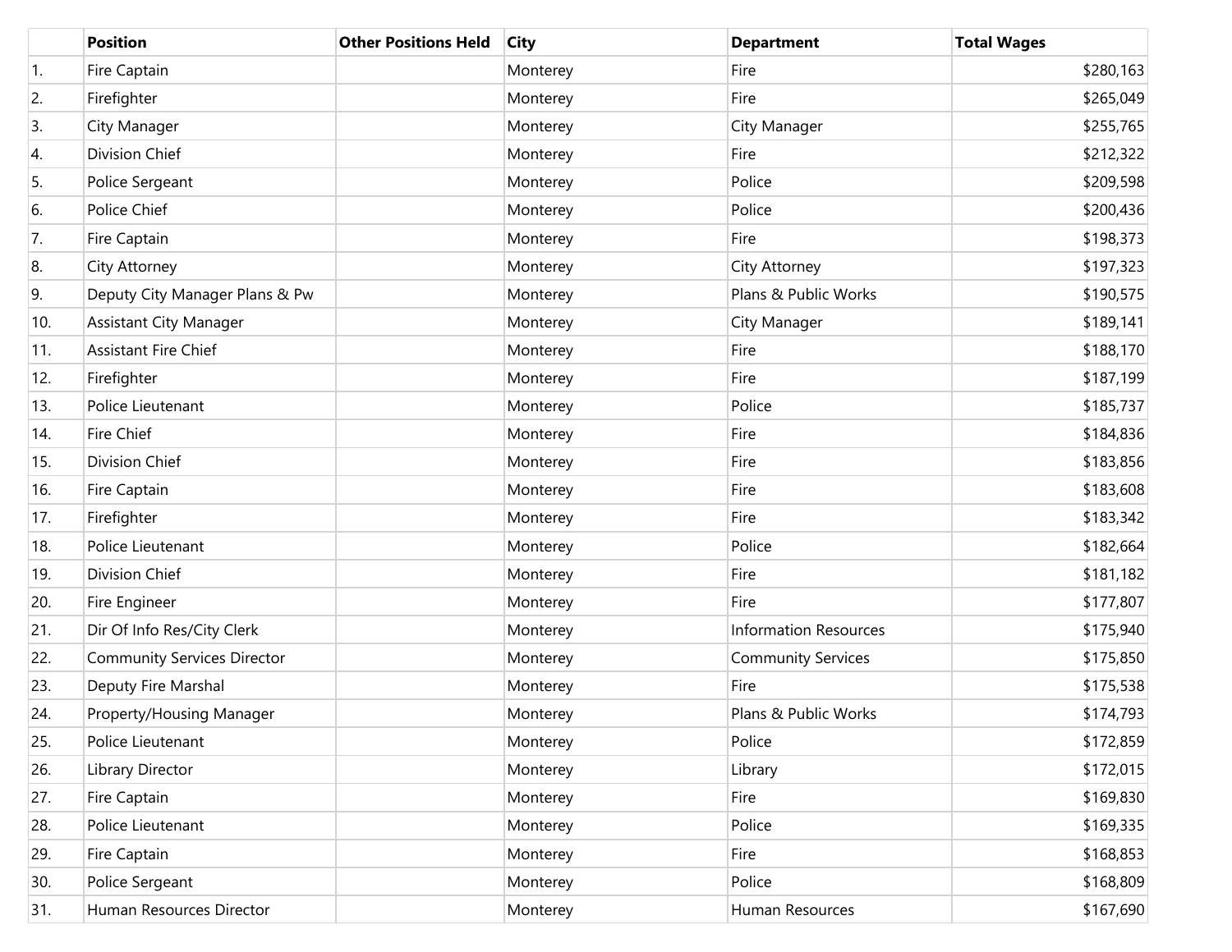|  | Position | Other Positions Held | City | Department | Total Wages |
|---|---|---|---|---|---|
| 1. | Fire Captain |  | Monterey | Fire | $280,163 |
| 2. | Firefighter |  | Monterey | Fire | $265,049 |
| 3. | City Manager |  | Monterey | City Manager | $255,765 |
| 4. | Division Chief |  | Monterey | Fire | $212,322 |
| 5. | Police Sergeant |  | Monterey | Police | $209,598 |
| 6. | Police Chief |  | Monterey | Police | $200,436 |
| 7. | Fire Captain |  | Monterey | Fire | $198,373 |
| 8. | City Attorney |  | Monterey | City Attorney | $197,323 |
| 9. | Deputy City Manager Plans & Pw |  | Monterey | Plans & Public Works | $190,575 |
| 10. | Assistant City Manager |  | Monterey | City Manager | $189,141 |
| 11. | Assistant Fire Chief |  | Monterey | Fire | $188,170 |
| 12. | Firefighter |  | Monterey | Fire | $187,199 |
| 13. | Police Lieutenant |  | Monterey | Police | $185,737 |
| 14. | Fire Chief |  | Monterey | Fire | $184,836 |
| 15. | Division Chief |  | Monterey | Fire | $183,856 |
| 16. | Fire Captain |  | Monterey | Fire | $183,608 |
| 17. | Firefighter |  | Monterey | Fire | $183,342 |
| 18. | Police Lieutenant |  | Monterey | Police | $182,664 |
| 19. | Division Chief |  | Monterey | Fire | $181,182 |
| 20. | Fire Engineer |  | Monterey | Fire | $177,807 |
| 21. | Dir Of Info Res/City Clerk |  | Monterey | Information Resources | $175,940 |
| 22. | Community Services Director |  | Monterey | Community Services | $175,850 |
| 23. | Deputy Fire Marshal |  | Monterey | Fire | $175,538 |
| 24. | Property/Housing Manager |  | Monterey | Plans & Public Works | $174,793 |
| 25. | Police Lieutenant |  | Monterey | Police | $172,859 |
| 26. | Library Director |  | Monterey | Library | $172,015 |
| 27. | Fire Captain |  | Monterey | Fire | $169,830 |
| 28. | Police Lieutenant |  | Monterey | Police | $169,335 |
| 29. | Fire Captain |  | Monterey | Fire | $168,853 |
| 30. | Police Sergeant |  | Monterey | Police | $168,809 |
| 31. | Human Resources Director |  | Monterey | Human Resources | $167,690 |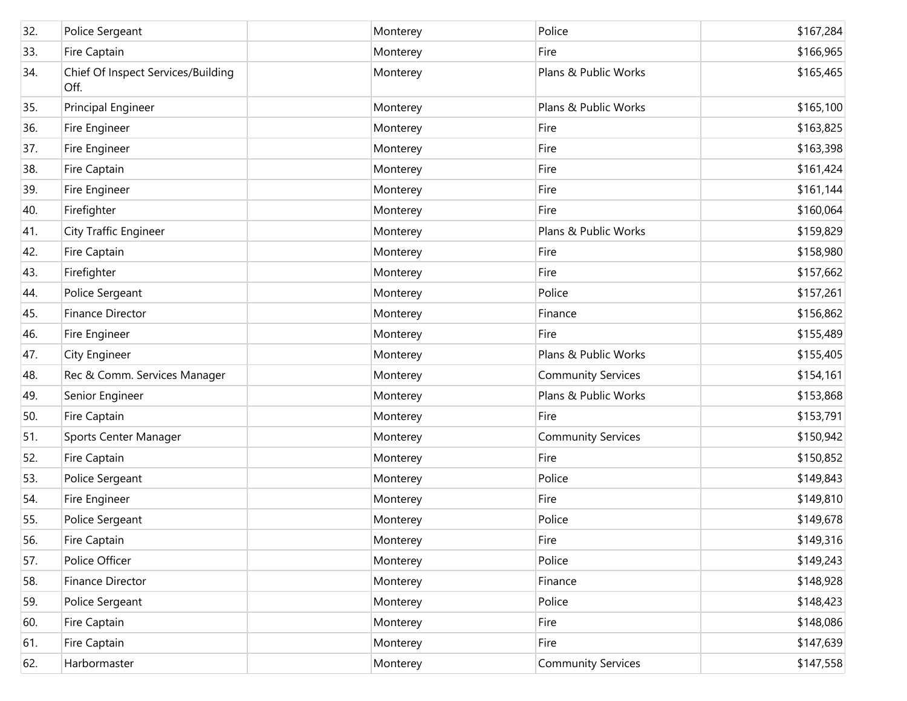| | | | | | |
|---|---|---|---|---|---|
| 32. | Police Sergeant | | Monterey | Police | $167,284 |
| 33. | Fire Captain | | Monterey | Fire | $166,965 |
| 34. | Chief Of Inspect Services/Building Off. | | Monterey | Plans & Public Works | $165,465 |
| 35. | Principal Engineer | | Monterey | Plans & Public Works | $165,100 |
| 36. | Fire Engineer | | Monterey | Fire | $163,825 |
| 37. | Fire Engineer | | Monterey | Fire | $163,398 |
| 38. | Fire Captain | | Monterey | Fire | $161,424 |
| 39. | Fire Engineer | | Monterey | Fire | $161,144 |
| 40. | Firefighter | | Monterey | Fire | $160,064 |
| 41. | City Traffic Engineer | | Monterey | Plans & Public Works | $159,829 |
| 42. | Fire Captain | | Monterey | Fire | $158,980 |
| 43. | Firefighter | | Monterey | Fire | $157,662 |
| 44. | Police Sergeant | | Monterey | Police | $157,261 |
| 45. | Finance Director | | Monterey | Finance | $156,862 |
| 46. | Fire Engineer | | Monterey | Fire | $155,489 |
| 47. | City Engineer | | Monterey | Plans & Public Works | $155,405 |
| 48. | Rec & Comm. Services Manager | | Monterey | Community Services | $154,161 |
| 49. | Senior Engineer | | Monterey | Plans & Public Works | $153,868 |
| 50. | Fire Captain | | Monterey | Fire | $153,791 |
| 51. | Sports Center Manager | | Monterey | Community Services | $150,942 |
| 52. | Fire Captain | | Monterey | Fire | $150,852 |
| 53. | Police Sergeant | | Monterey | Police | $149,843 |
| 54. | Fire Engineer | | Monterey | Fire | $149,810 |
| 55. | Police Sergeant | | Monterey | Police | $149,678 |
| 56. | Fire Captain | | Monterey | Fire | $149,316 |
| 57. | Police Officer | | Monterey | Police | $149,243 |
| 58. | Finance Director | | Monterey | Finance | $148,928 |
| 59. | Police Sergeant | | Monterey | Police | $148,423 |
| 60. | Fire Captain | | Monterey | Fire | $148,086 |
| 61. | Fire Captain | | Monterey | Fire | $147,639 |
| 62. | Harbormaster | | Monterey | Community Services | $147,558 |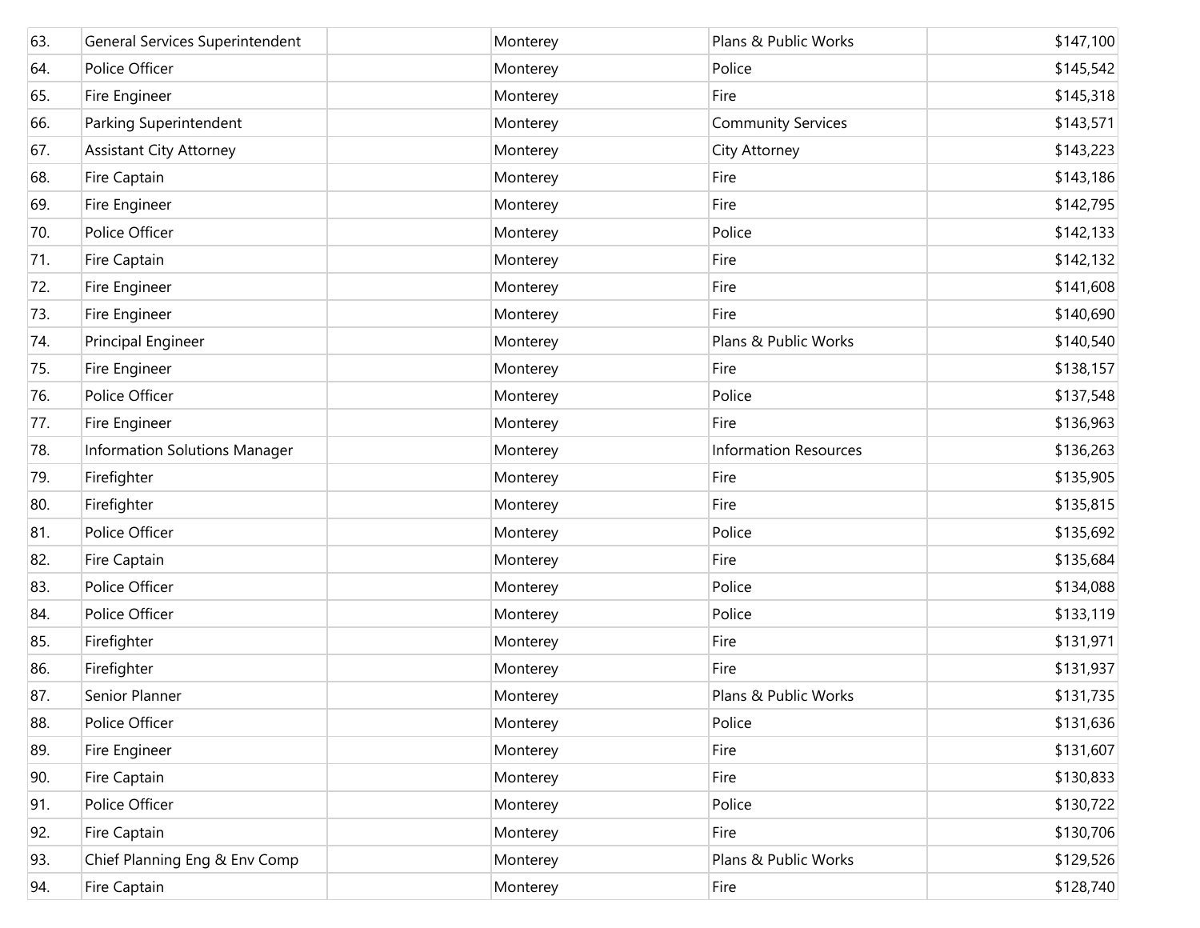| | | | | | |
|---|---|---|---|---|---|
| 63. | General Services Superintendent | | Monterey | Plans & Public Works | $147,100 |
| 64. | Police Officer | | Monterey | Police | $145,542 |
| 65. | Fire Engineer | | Monterey | Fire | $145,318 |
| 66. | Parking Superintendent | | Monterey | Community Services | $143,571 |
| 67. | Assistant City Attorney | | Monterey | City Attorney | $143,223 |
| 68. | Fire Captain | | Monterey | Fire | $143,186 |
| 69. | Fire Engineer | | Monterey | Fire | $142,795 |
| 70. | Police Officer | | Monterey | Police | $142,133 |
| 71. | Fire Captain | | Monterey | Fire | $142,132 |
| 72. | Fire Engineer | | Monterey | Fire | $141,608 |
| 73. | Fire Engineer | | Monterey | Fire | $140,690 |
| 74. | Principal Engineer | | Monterey | Plans & Public Works | $140,540 |
| 75. | Fire Engineer | | Monterey | Fire | $138,157 |
| 76. | Police Officer | | Monterey | Police | $137,548 |
| 77. | Fire Engineer | | Monterey | Fire | $136,963 |
| 78. | Information Solutions Manager | | Monterey | Information Resources | $136,263 |
| 79. | Firefighter | | Monterey | Fire | $135,905 |
| 80. | Firefighter | | Monterey | Fire | $135,815 |
| 81. | Police Officer | | Monterey | Police | $135,692 |
| 82. | Fire Captain | | Monterey | Fire | $135,684 |
| 83. | Police Officer | | Monterey | Police | $134,088 |
| 84. | Police Officer | | Monterey | Police | $133,119 |
| 85. | Firefighter | | Monterey | Fire | $131,971 |
| 86. | Firefighter | | Monterey | Fire | $131,937 |
| 87. | Senior Planner | | Monterey | Plans & Public Works | $131,735 |
| 88. | Police Officer | | Monterey | Police | $131,636 |
| 89. | Fire Engineer | | Monterey | Fire | $131,607 |
| 90. | Fire Captain | | Monterey | Fire | $130,833 |
| 91. | Police Officer | | Monterey | Police | $130,722 |
| 92. | Fire Captain | | Monterey | Fire | $130,706 |
| 93. | Chief Planning Eng & Env Comp | | Monterey | Plans & Public Works | $129,526 |
| 94. | Fire Captain | | Monterey | Fire | $128,740 |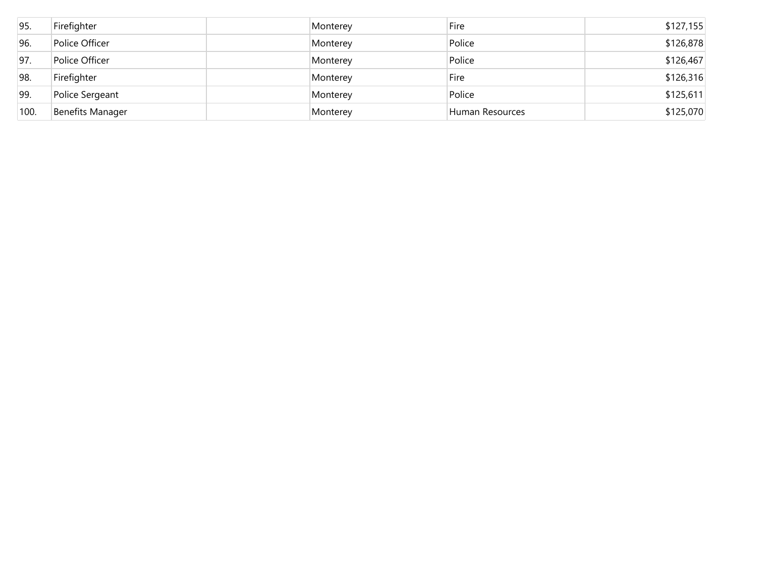| | | | | | |
|---|---|---|---|---|---|
| 95. | Firefighter | | Monterey | Fire | $127,155 |
| 96. | Police Officer | | Monterey | Police | $126,878 |
| 97. | Police Officer | | Monterey | Police | $126,467 |
| 98. | Firefighter | | Monterey | Fire | $126,316 |
| 99. | Police Sergeant | | Monterey | Police | $125,611 |
| 100. | Benefits Manager | | Monterey | Human Resources | $125,070 |